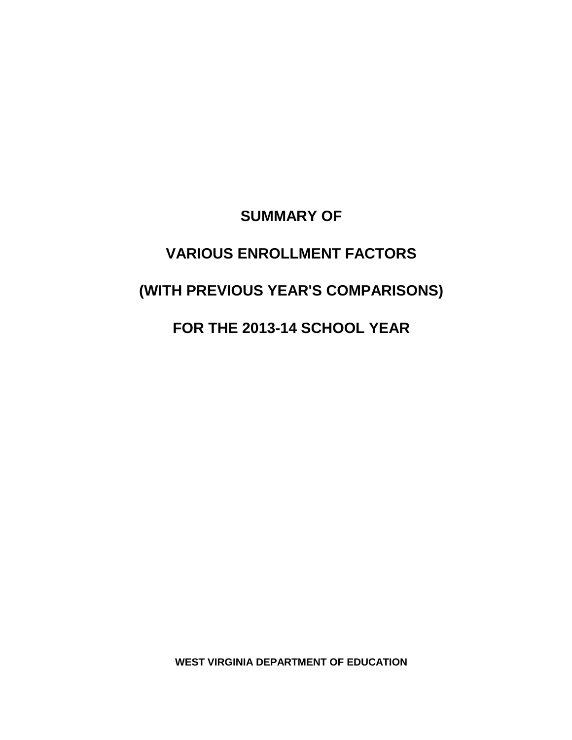# SUMMARY OF

# VARIOUS ENROLLMENT FACTORS

# (WITH PREVIOUS YEAR'S COMPARISONS)

# FOR THE 2013-14 SCHOOL YEAR

**WEST VIRGINIA DEPARTMENT OF EDUCATION**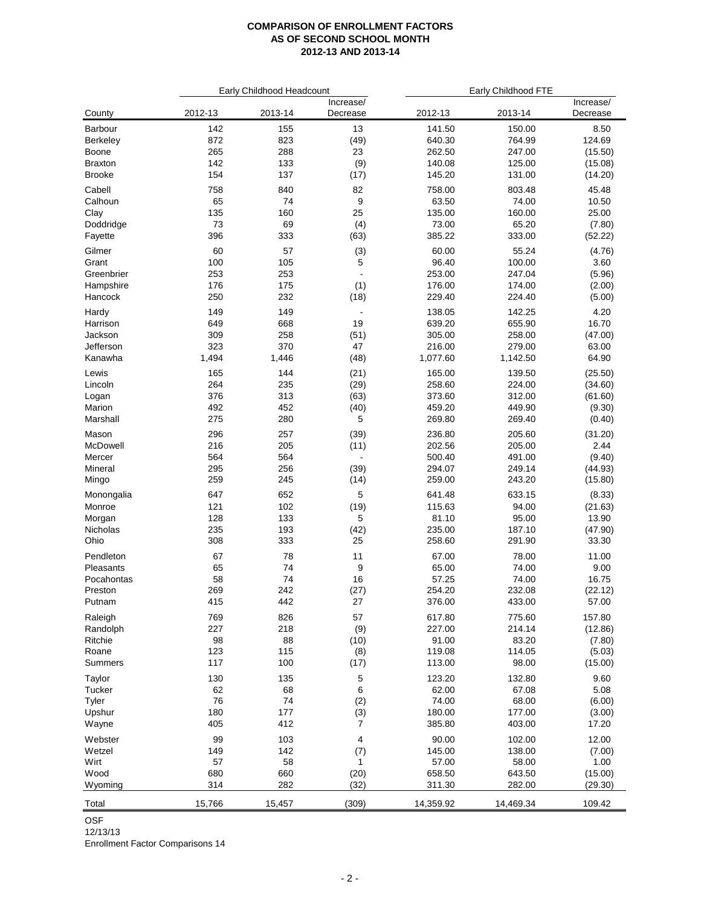**COMPARISON OF ENROLLMENT FACTORS**
**AS OF SECOND SCHOOL MONTH**
**2012-13 AND 2013-14**

| | Early Childhood Headcount | | | Early Childhood FTE | | |
|---|---|---|---|---|---|---|
| County | 2012-13 | 2013-14 | Increase/ Decrease | 2012-13 | 2013-14 | Increase/ Decrease |
| Barbour | 142 | 155 | 13 | 141.50 | 150.00 | 8.50 |
| Berkeley | 872 | 823 | (49) | 640.30 | 764.99 | 124.69 |
| Boone | 265 | 288 | 23 | 262.50 | 247.00 | (15.50) |
| Braxton | 142 | 133 | (9) | 140.08 | 125.00 | (15.08) |
| Brooke | 154 | 137 | (17) | 145.20 | 131.00 | (14.20) |
| Cabell | 758 | 840 | 82 | 758.00 | 803.48 | 45.48 |
| Calhoun | 65 | 74 | 9 | 63.50 | 74.00 | 10.50 |
| Clay | 135 | 160 | 25 | 135.00 | 160.00 | 25.00 |
| Doddridge | 73 | 69 | (4) | 73.00 | 65.20 | (7.80) |
| Fayette | 396 | 333 | (63) | 385.22 | 333.00 | (52.22) |
| Gilmer | 60 | 57 | (3) | 60.00 | 55.24 | (4.76) |
| Grant | 100 | 105 | 5 | 96.40 | 100.00 | 3.60 |
| Greenbrier | 253 | 253 | - | 253.00 | 247.04 | (5.96) |
| Hampshire | 176 | 175 | (1) | 176.00 | 174.00 | (2.00) |
| Hancock | 250 | 232 | (18) | 229.40 | 224.40 | (5.00) |
| Hardy | 149 | 149 | - | 138.05 | 142.25 | 4.20 |
| Harrison | 649 | 668 | 19 | 639.20 | 655.90 | 16.70 |
| Jackson | 309 | 258 | (51) | 305.00 | 258.00 | (47.00) |
| Jefferson | 323 | 370 | 47 | 216.00 | 279.00 | 63.00 |
| Kanawha | 1,494 | 1,446 | (48) | 1,077.60 | 1,142.50 | 64.90 |
| Lewis | 165 | 144 | (21) | 165.00 | 139.50 | (25.50) |
| Lincoln | 264 | 235 | (29) | 258.60 | 224.00 | (34.60) |
| Logan | 376 | 313 | (63) | 373.60 | 312.00 | (61.60) |
| Marion | 492 | 452 | (40) | 459.20 | 449.90 | (9.30) |
| Marshall | 275 | 280 | 5 | 269.80 | 269.40 | (0.40) |
| Mason | 296 | 257 | (39) | 236.80 | 205.60 | (31.20) |
| McDowell | 216 | 205 | (11) | 202.56 | 205.00 | 2.44 |
| Mercer | 564 | 564 | - | 500.40 | 491.00 | (9.40) |
| Mineral | 295 | 256 | (39) | 294.07 | 249.14 | (44.93) |
| Mingo | 259 | 245 | (14) | 259.00 | 243.20 | (15.80) |
| Monongalia | 647 | 652 | 5 | 641.48 | 633.15 | (8.33) |
| Monroe | 121 | 102 | (19) | 115.63 | 94.00 | (21.63) |
| Morgan | 128 | 133 | 5 | 81.10 | 95.00 | 13.90 |
| Nicholas | 235 | 193 | (42) | 235.00 | 187.10 | (47.90) |
| Ohio | 308 | 333 | 25 | 258.60 | 291.90 | 33.30 |
| Pendleton | 67 | 78 | 11 | 67.00 | 78.00 | 11.00 |
| Pleasants | 65 | 74 | 9 | 65.00 | 74.00 | 9.00 |
| Pocahontas | 58 | 74 | 16 | 57.25 | 74.00 | 16.75 |
| Preston | 269 | 242 | (27) | 254.20 | 232.08 | (22.12) |
| Putnam | 415 | 442 | 27 | 376.00 | 433.00 | 57.00 |
| Raleigh | 769 | 826 | 57 | 617.80 | 775.60 | 157.80 |
| Randolph | 227 | 218 | (9) | 227.00 | 214.14 | (12.86) |
| Ritchie | 98 | 88 | (10) | 91.00 | 83.20 | (7.80) |
| Roane | 123 | 115 | (8) | 119.08 | 114.05 | (5.03) |
| Summers | 117 | 100 | (17) | 113.00 | 98.00 | (15.00) |
| Taylor | 130 | 135 | 5 | 123.20 | 132.80 | 9.60 |
| Tucker | 62 | 68 | 6 | 62.00 | 67.08 | 5.08 |
| Tyler | 76 | 74 | (2) | 74.00 | 68.00 | (6.00) |
| Upshur | 180 | 177 | (3) | 180.00 | 177.00 | (3.00) |
| Wayne | 405 | 412 | 7 | 385.80 | 403.00 | 17.20 |
| Webster | 99 | 103 | 4 | 90.00 | 102.00 | 12.00 |
| Wetzel | 149 | 142 | (7) | 145.00 | 138.00 | (7.00) |
| Wirt | 57 | 58 | 1 | 57.00 | 58.00 | 1.00 |
| Wood | 680 | 660 | (20) | 658.50 | 643.50 | (15.00) |
| Wyoming | 314 | 282 | (32) | 311.30 | 282.00 | (29.30) |
| Total | 15,766 | 15,457 | (309) | 14,359.92 | 14,469.34 | 109.42 |

OSF
12/13/13
Enrollment Factor Comparisons 14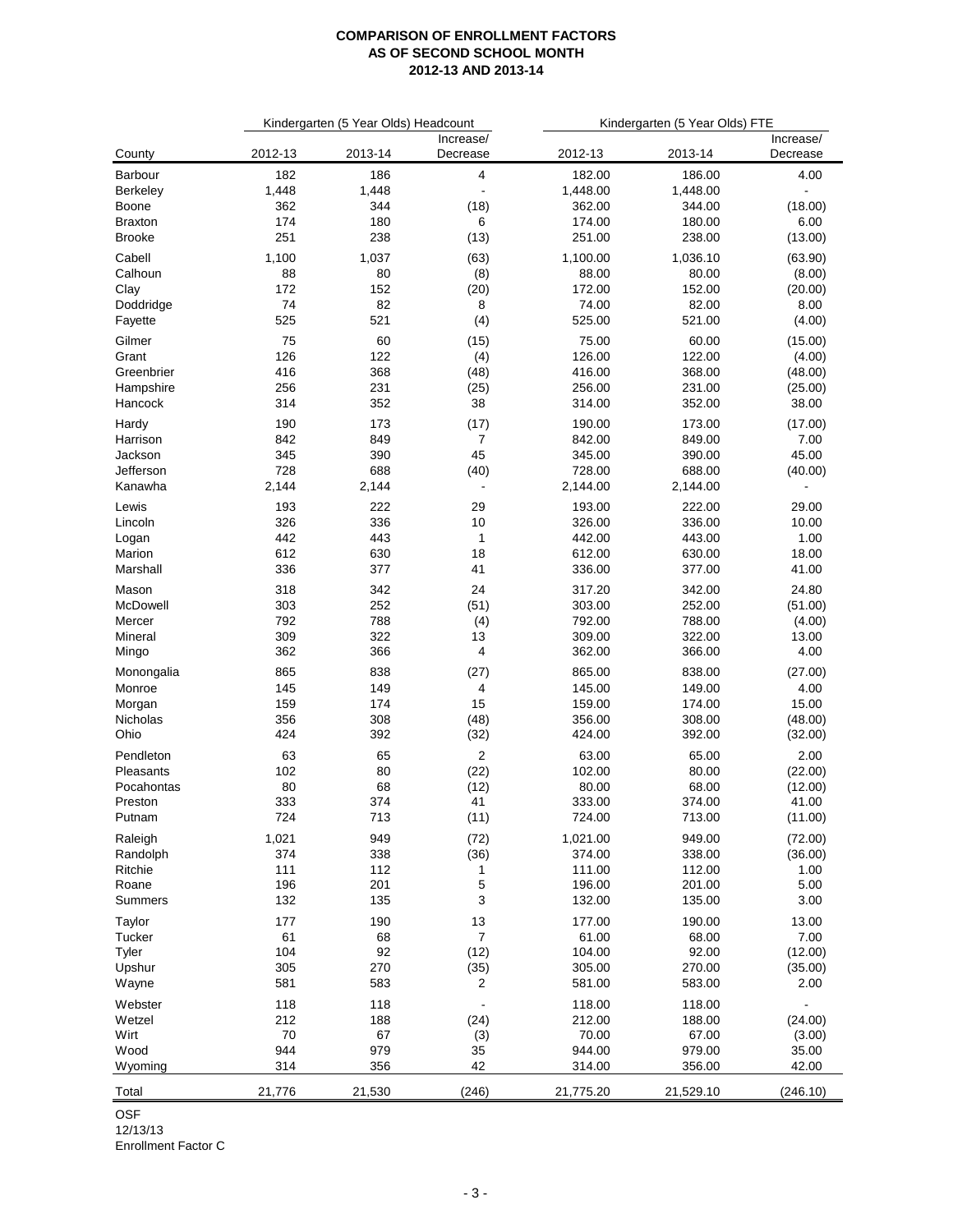**COMPARISON OF ENROLLMENT FACTORS**
**AS OF SECOND SCHOOL MONTH**
**2012-13 AND 2013-14**

| | Kindergarten (5 Year Olds) Headcount | | | Kindergarten (5 Year Olds) FTE | | |
|---|---|---|---|---|---|---|
| County | 2012-13 | 2013-14 | Increase/ Decrease | 2012-13 | 2013-14 | Increase/ Decrease |
| Barbour | 182 | 186 | 4 | 182.00 | 186.00 | 4.00 |
| Berkeley | 1,448 | 1,448 | - | 1,448.00 | 1,448.00 | - |
| Boone | 362 | 344 | (18) | 362.00 | 344.00 | (18.00) |
| Braxton | 174 | 180 | 6 | 174.00 | 180.00 | 6.00 |
| Brooke | 251 | 238 | (13) | 251.00 | 238.00 | (13.00) |
| Cabell | 1,100 | 1,037 | (63) | 1,100.00 | 1,036.10 | (63.90) |
| Calhoun | 88 | 80 | (8) | 88.00 | 80.00 | (8.00) |
| Clay | 172 | 152 | (20) | 172.00 | 152.00 | (20.00) |
| Doddridge | 74 | 82 | 8 | 74.00 | 82.00 | 8.00 |
| Fayette | 525 | 521 | (4) | 525.00 | 521.00 | (4.00) |
| Gilmer | 75 | 60 | (15) | 75.00 | 60.00 | (15.00) |
| Grant | 126 | 122 | (4) | 126.00 | 122.00 | (4.00) |
| Greenbrier | 416 | 368 | (48) | 416.00 | 368.00 | (48.00) |
| Hampshire | 256 | 231 | (25) | 256.00 | 231.00 | (25.00) |
| Hancock | 314 | 352 | 38 | 314.00 | 352.00 | 38.00 |
| Hardy | 190 | 173 | (17) | 190.00 | 173.00 | (17.00) |
| Harrison | 842 | 849 | 7 | 842.00 | 849.00 | 7.00 |
| Jackson | 345 | 390 | 45 | 345.00 | 390.00 | 45.00 |
| Jefferson | 728 | 688 | (40) | 728.00 | 688.00 | (40.00) |
| Kanawha | 2,144 | 2,144 | - | 2,144.00 | 2,144.00 | - |
| Lewis | 193 | 222 | 29 | 193.00 | 222.00 | 29.00 |
| Lincoln | 326 | 336 | 10 | 326.00 | 336.00 | 10.00 |
| Logan | 442 | 443 | 1 | 442.00 | 443.00 | 1.00 |
| Marion | 612 | 630 | 18 | 612.00 | 630.00 | 18.00 |
| Marshall | 336 | 377 | 41 | 336.00 | 377.00 | 41.00 |
| Mason | 318 | 342 | 24 | 317.20 | 342.00 | 24.80 |
| McDowell | 303 | 252 | (51) | 303.00 | 252.00 | (51.00) |
| Mercer | 792 | 788 | (4) | 792.00 | 788.00 | (4.00) |
| Mineral | 309 | 322 | 13 | 309.00 | 322.00 | 13.00 |
| Mingo | 362 | 366 | 4 | 362.00 | 366.00 | 4.00 |
| Monongalia | 865 | 838 | (27) | 865.00 | 838.00 | (27.00) |
| Monroe | 145 | 149 | 4 | 145.00 | 149.00 | 4.00 |
| Morgan | 159 | 174 | 15 | 159.00 | 174.00 | 15.00 |
| Nicholas | 356 | 308 | (48) | 356.00 | 308.00 | (48.00) |
| Ohio | 424 | 392 | (32) | 424.00 | 392.00 | (32.00) |
| Pendleton | 63 | 65 | 2 | 63.00 | 65.00 | 2.00 |
| Pleasants | 102 | 80 | (22) | 102.00 | 80.00 | (22.00) |
| Pocahontas | 80 | 68 | (12) | 80.00 | 68.00 | (12.00) |
| Preston | 333 | 374 | 41 | 333.00 | 374.00 | 41.00 |
| Putnam | 724 | 713 | (11) | 724.00 | 713.00 | (11.00) |
| Raleigh | 1,021 | 949 | (72) | 1,021.00 | 949.00 | (72.00) |
| Randolph | 374 | 338 | (36) | 374.00 | 338.00 | (36.00) |
| Ritchie | 111 | 112 | 1 | 111.00 | 112.00 | 1.00 |
| Roane | 196 | 201 | 5 | 196.00 | 201.00 | 5.00 |
| Summers | 132 | 135 | 3 | 132.00 | 135.00 | 3.00 |
| Taylor | 177 | 190 | 13 | 177.00 | 190.00 | 13.00 |
| Tucker | 61 | 68 | 7 | 61.00 | 68.00 | 7.00 |
| Tyler | 104 | 92 | (12) | 104.00 | 92.00 | (12.00) |
| Upshur | 305 | 270 | (35) | 305.00 | 270.00 | (35.00) |
| Wayne | 581 | 583 | 2 | 581.00 | 583.00 | 2.00 |
| Webster | 118 | 118 | - | 118.00 | 118.00 | - |
| Wetzel | 212 | 188 | (24) | 212.00 | 188.00 | (24.00) |
| Wirt | 70 | 67 | (3) | 70.00 | 67.00 | (3.00) |
| Wood | 944 | 979 | 35 | 944.00 | 979.00 | 35.00 |
| Wyoming | 314 | 356 | 42 | 314.00 | 356.00 | 42.00 |
| Total | 21,776 | 21,530 | (246) | 21,775.20 | 21,529.10 | (246.10) |

OSF
12/13/13
Enrollment Factor C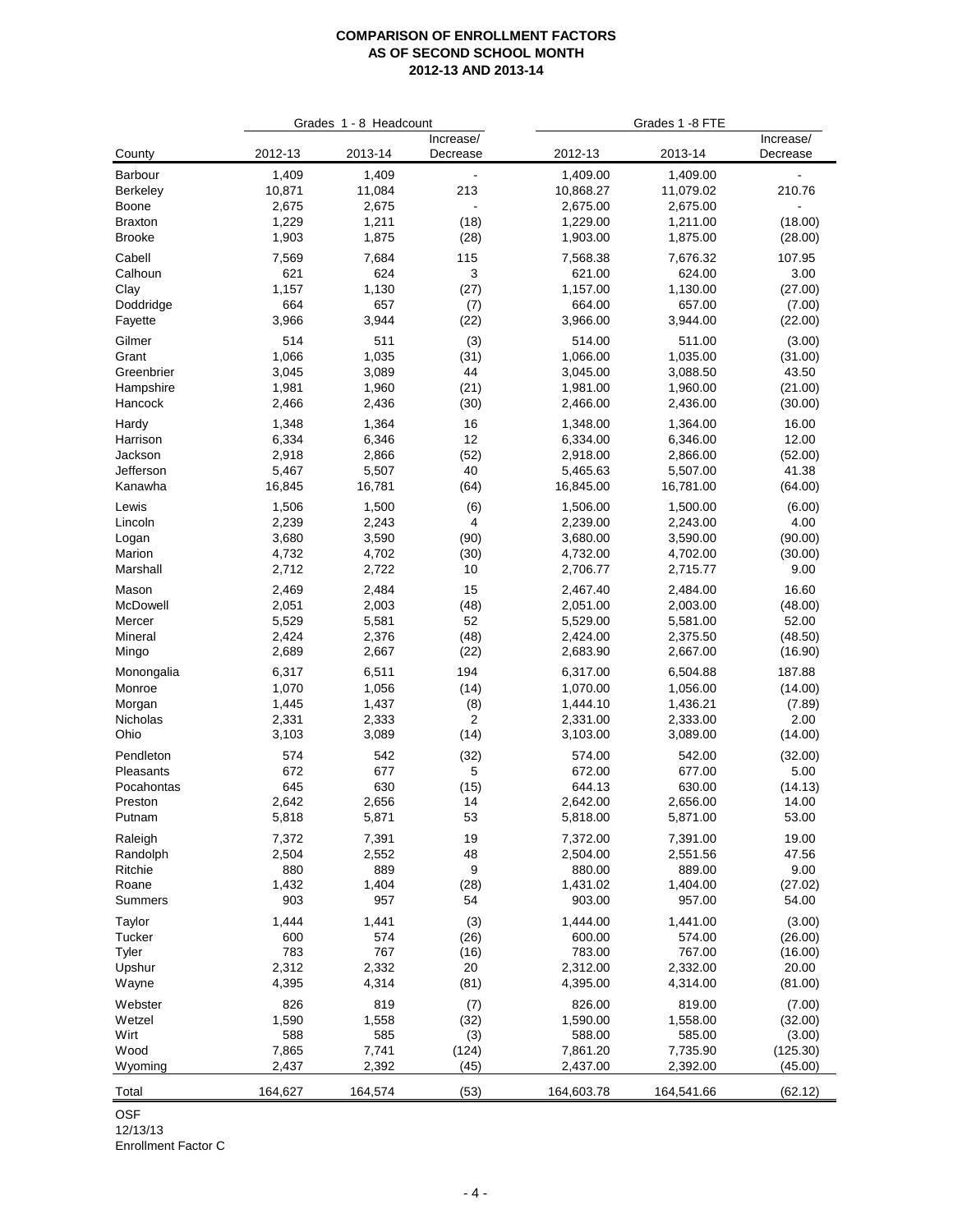**COMPARISON OF ENROLLMENT FACTORS**
**AS OF SECOND SCHOOL MONTH**
**2012-13 AND 2013-14**

| | Grades 1 - 8 Headcount | | | Grades 1 -8 FTE | | |
|---|---|---|---|---|---|---|
| County | 2012-13 | 2013-14 | Increase/ Decrease | 2012-13 | 2013-14 | Increase/ Decrease |
| Barbour | 1,409 | 1,409 | - | 1,409.00 | 1,409.00 | - |
| Berkeley | 10,871 | 11,084 | 213 | 10,868.27 | 11,079.02 | 210.76 |
| Boone | 2,675 | 2,675 | - | 2,675.00 | 2,675.00 | - |
| Braxton | 1,229 | 1,211 | (18) | 1,229.00 | 1,211.00 | (18.00) |
| Brooke | 1,903 | 1,875 | (28) | 1,903.00 | 1,875.00 | (28.00) |
| Cabell | 7,569 | 7,684 | 115 | 7,568.38 | 7,676.32 | 107.95 |
| Calhoun | 621 | 624 | 3 | 621.00 | 624.00 | 3.00 |
| Clay | 1,157 | 1,130 | (27) | 1,157.00 | 1,130.00 | (27.00) |
| Doddridge | 664 | 657 | (7) | 664.00 | 657.00 | (7.00) |
| Fayette | 3,966 | 3,944 | (22) | 3,966.00 | 3,944.00 | (22.00) |
| Gilmer | 514 | 511 | (3) | 514.00 | 511.00 | (3.00) |
| Grant | 1,066 | 1,035 | (31) | 1,066.00 | 1,035.00 | (31.00) |
| Greenbrier | 3,045 | 3,089 | 44 | 3,045.00 | 3,088.50 | 43.50 |
| Hampshire | 1,981 | 1,960 | (21) | 1,981.00 | 1,960.00 | (21.00) |
| Hancock | 2,466 | 2,436 | (30) | 2,466.00 | 2,436.00 | (30.00) |
| Hardy | 1,348 | 1,364 | 16 | 1,348.00 | 1,364.00 | 16.00 |
| Harrison | 6,334 | 6,346 | 12 | 6,334.00 | 6,346.00 | 12.00 |
| Jackson | 2,918 | 2,866 | (52) | 2,918.00 | 2,866.00 | (52.00) |
| Jefferson | 5,467 | 5,507 | 40 | 5,465.63 | 5,507.00 | 41.38 |
| Kanawha | 16,845 | 16,781 | (64) | 16,845.00 | 16,781.00 | (64.00) |
| Lewis | 1,506 | 1,500 | (6) | 1,506.00 | 1,500.00 | (6.00) |
| Lincoln | 2,239 | 2,243 | 4 | 2,239.00 | 2,243.00 | 4.00 |
| Logan | 3,680 | 3,590 | (90) | 3,680.00 | 3,590.00 | (90.00) |
| Marion | 4,732 | 4,702 | (30) | 4,732.00 | 4,702.00 | (30.00) |
| Marshall | 2,712 | 2,722 | 10 | 2,706.77 | 2,715.77 | 9.00 |
| Mason | 2,469 | 2,484 | 15 | 2,467.40 | 2,484.00 | 16.60 |
| McDowell | 2,051 | 2,003 | (48) | 2,051.00 | 2,003.00 | (48.00) |
| Mercer | 5,529 | 5,581 | 52 | 5,529.00 | 5,581.00 | 52.00 |
| Mineral | 2,424 | 2,376 | (48) | 2,424.00 | 2,375.50 | (48.50) |
| Mingo | 2,689 | 2,667 | (22) | 2,683.90 | 2,667.00 | (16.90) |
| Monongalia | 6,317 | 6,511 | 194 | 6,317.00 | 6,504.88 | 187.88 |
| Monroe | 1,070 | 1,056 | (14) | 1,070.00 | 1,056.00 | (14.00) |
| Morgan | 1,445 | 1,437 | (8) | 1,444.10 | 1,436.21 | (7.89) |
| Nicholas | 2,331 | 2,333 | 2 | 2,331.00 | 2,333.00 | 2.00 |
| Ohio | 3,103 | 3,089 | (14) | 3,103.00 | 3,089.00 | (14.00) |
| Pendleton | 574 | 542 | (32) | 574.00 | 542.00 | (32.00) |
| Pleasants | 672 | 677 | 5 | 672.00 | 677.00 | 5.00 |
| Pocahontas | 645 | 630 | (15) | 644.13 | 630.00 | (14.13) |
| Preston | 2,642 | 2,656 | 14 | 2,642.00 | 2,656.00 | 14.00 |
| Putnam | 5,818 | 5,871 | 53 | 5,818.00 | 5,871.00 | 53.00 |
| Raleigh | 7,372 | 7,391 | 19 | 7,372.00 | 7,391.00 | 19.00 |
| Randolph | 2,504 | 2,552 | 48 | 2,504.00 | 2,551.56 | 47.56 |
| Ritchie | 880 | 889 | 9 | 880.00 | 889.00 | 9.00 |
| Roane | 1,432 | 1,404 | (28) | 1,431.02 | 1,404.00 | (27.02) |
| Summers | 903 | 957 | 54 | 903.00 | 957.00 | 54.00 |
| Taylor | 1,444 | 1,441 | (3) | 1,444.00 | 1,441.00 | (3.00) |
| Tucker | 600 | 574 | (26) | 600.00 | 574.00 | (26.00) |
| Tyler | 783 | 767 | (16) | 783.00 | 767.00 | (16.00) |
| Upshur | 2,312 | 2,332 | 20 | 2,312.00 | 2,332.00 | 20.00 |
| Wayne | 4,395 | 4,314 | (81) | 4,395.00 | 4,314.00 | (81.00) |
| Webster | 826 | 819 | (7) | 826.00 | 819.00 | (7.00) |
| Wetzel | 1,590 | 1,558 | (32) | 1,590.00 | 1,558.00 | (32.00) |
| Wirt | 588 | 585 | (3) | 588.00 | 585.00 | (3.00) |
| Wood | 7,865 | 7,741 | (124) | 7,861.20 | 7,735.90 | (125.30) |
| Wyoming | 2,437 | 2,392 | (45) | 2,437.00 | 2,392.00 | (45.00) |
| Total | 164,627 | 164,574 | (53) | 164,603.78 | 164,541.66 | (62.12) |

OSF
12/13/13
Enrollment Factor C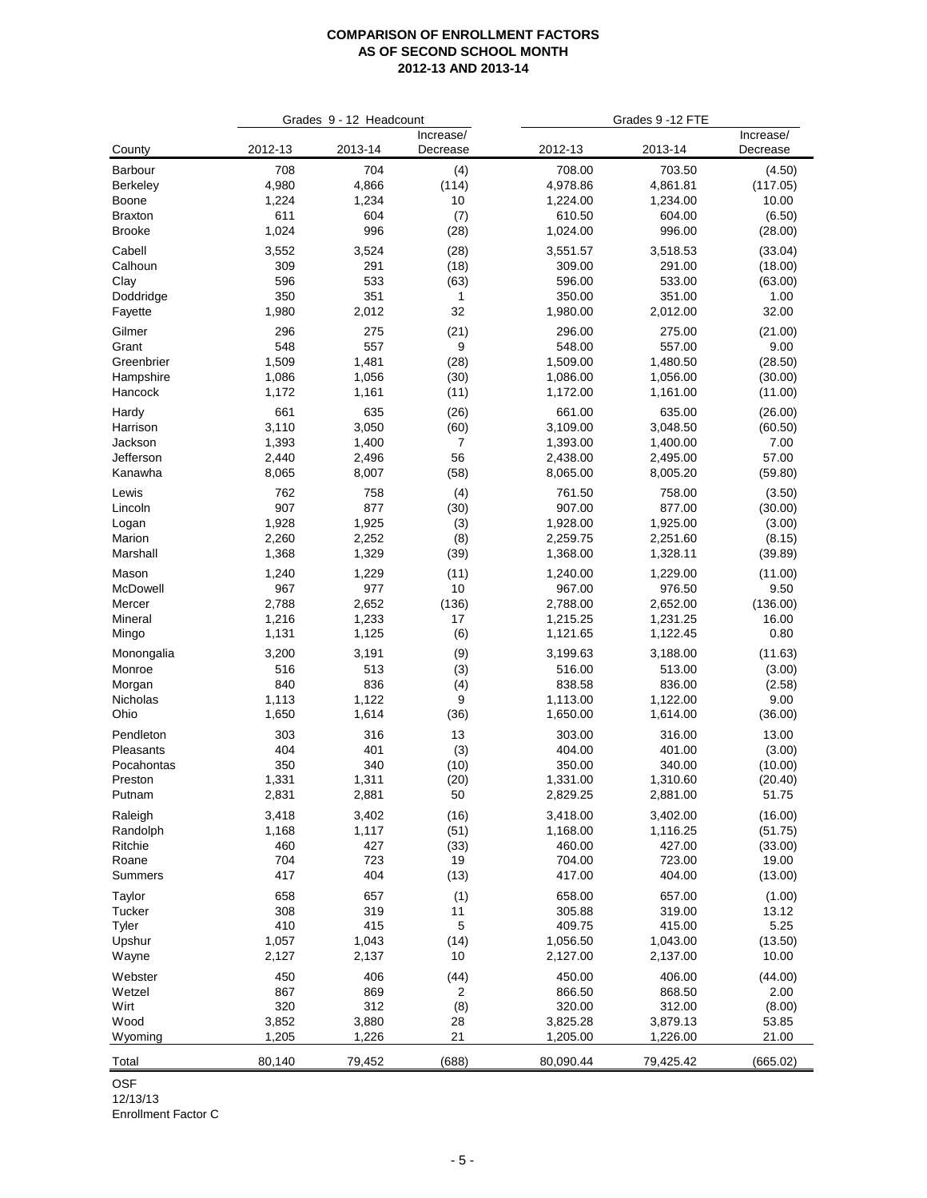# COMPARISON OF ENROLLMENT FACTORS
## AS OF SECOND SCHOOL MONTH
## 2012-13 AND 2013-14

| | Grades 9 - 12 Headcount | | | Grades 9 -12 FTE | | |
|---|---|---|---|---|---|---|
| County | 2012-13 | 2013-14 | Increase/ Decrease | 2012-13 | 2013-14 | Increase/ Decrease |
| Barbour | 708 | 704 | (4) | 708.00 | 703.50 | (4.50) |
| Berkeley | 4,980 | 4,866 | (114) | 4,978.86 | 4,861.81 | (117.05) |
| Boone | 1,224 | 1,234 | 10 | 1,224.00 | 1,234.00 | 10.00 |
| Braxton | 611 | 604 | (7) | 610.50 | 604.00 | (6.50) |
| Brooke | 1,024 | 996 | (28) | 1,024.00 | 996.00 | (28.00) |
| Cabell | 3,552 | 3,524 | (28) | 3,551.57 | 3,518.53 | (33.04) |
| Calhoun | 309 | 291 | (18) | 309.00 | 291.00 | (18.00) |
| Clay | 596 | 533 | (63) | 596.00 | 533.00 | (63.00) |
| Doddridge | 350 | 351 | 1 | 350.00 | 351.00 | 1.00 |
| Fayette | 1,980 | 2,012 | 32 | 1,980.00 | 2,012.00 | 32.00 |
| Gilmer | 296 | 275 | (21) | 296.00 | 275.00 | (21.00) |
| Grant | 548 | 557 | 9 | 548.00 | 557.00 | 9.00 |
| Greenbrier | 1,509 | 1,481 | (28) | 1,509.00 | 1,480.50 | (28.50) |
| Hampshire | 1,086 | 1,056 | (30) | 1,086.00 | 1,056.00 | (30.00) |
| Hancock | 1,172 | 1,161 | (11) | 1,172.00 | 1,161.00 | (11.00) |
| Hardy | 661 | 635 | (26) | 661.00 | 635.00 | (26.00) |
| Harrison | 3,110 | 3,050 | (60) | 3,109.00 | 3,048.50 | (60.50) |
| Jackson | 1,393 | 1,400 | 7 | 1,393.00 | 1,400.00 | 7.00 |
| Jefferson | 2,440 | 2,496 | 56 | 2,438.00 | 2,495.00 | 57.00 |
| Kanawha | 8,065 | 8,007 | (58) | 8,065.00 | 8,005.20 | (59.80) |
| Lewis | 762 | 758 | (4) | 761.50 | 758.00 | (3.50) |
| Lincoln | 907 | 877 | (30) | 907.00 | 877.00 | (30.00) |
| Logan | 1,928 | 1,925 | (3) | 1,928.00 | 1,925.00 | (3.00) |
| Marion | 2,260 | 2,252 | (8) | 2,259.75 | 2,251.60 | (8.15) |
| Marshall | 1,368 | 1,329 | (39) | 1,368.00 | 1,328.11 | (39.89) |
| Mason | 1,240 | 1,229 | (11) | 1,240.00 | 1,229.00 | (11.00) |
| McDowell | 967 | 977 | 10 | 967.00 | 976.50 | 9.50 |
| Mercer | 2,788 | 2,652 | (136) | 2,788.00 | 2,652.00 | (136.00) |
| Mineral | 1,216 | 1,233 | 17 | 1,215.25 | 1,231.25 | 16.00 |
| Mingo | 1,131 | 1,125 | (6) | 1,121.65 | 1,122.45 | 0.80 |
| Monongalia | 3,200 | 3,191 | (9) | 3,199.63 | 3,188.00 | (11.63) |
| Monroe | 516 | 513 | (3) | 516.00 | 513.00 | (3.00) |
| Morgan | 840 | 836 | (4) | 838.58 | 836.00 | (2.58) |
| Nicholas | 1,113 | 1,122 | 9 | 1,113.00 | 1,122.00 | 9.00 |
| Ohio | 1,650 | 1,614 | (36) | 1,650.00 | 1,614.00 | (36.00) |
| Pendleton | 303 | 316 | 13 | 303.00 | 316.00 | 13.00 |
| Pleasants | 404 | 401 | (3) | 404.00 | 401.00 | (3.00) |
| Pocahontas | 350 | 340 | (10) | 350.00 | 340.00 | (10.00) |
| Preston | 1,331 | 1,311 | (20) | 1,331.00 | 1,310.60 | (20.40) |
| Putnam | 2,831 | 2,881 | 50 | 2,829.25 | 2,881.00 | 51.75 |
| Raleigh | 3,418 | 3,402 | (16) | 3,418.00 | 3,402.00 | (16.00) |
| Randolph | 1,168 | 1,117 | (51) | 1,168.00 | 1,116.25 | (51.75) |
| Ritchie | 460 | 427 | (33) | 460.00 | 427.00 | (33.00) |
| Roane | 704 | 723 | 19 | 704.00 | 723.00 | 19.00 |
| Summers | 417 | 404 | (13) | 417.00 | 404.00 | (13.00) |
| Taylor | 658 | 657 | (1) | 658.00 | 657.00 | (1.00) |
| Tucker | 308 | 319 | 11 | 305.88 | 319.00 | 13.12 |
| Tyler | 410 | 415 | 5 | 409.75 | 415.00 | 5.25 |
| Upshur | 1,057 | 1,043 | (14) | 1,056.50 | 1,043.00 | (13.50) |
| Wayne | 2,127 | 2,137 | 10 | 2,127.00 | 2,137.00 | 10.00 |
| Webster | 450 | 406 | (44) | 450.00 | 406.00 | (44.00) |
| Wetzel | 867 | 869 | 2 | 866.50 | 868.50 | 2.00 |
| Wirt | 320 | 312 | (8) | 320.00 | 312.00 | (8.00) |
| Wood | 3,852 | 3,880 | 28 | 3,825.28 | 3,879.13 | 53.85 |
| Wyoming | 1,205 | 1,226 | 21 | 1,205.00 | 1,226.00 | 21.00 |
| Total | 80,140 | 79,452 | (688) | 80,090.44 | 79,425.42 | (665.02) |

OSF
12/13/13
Enrollment Factor C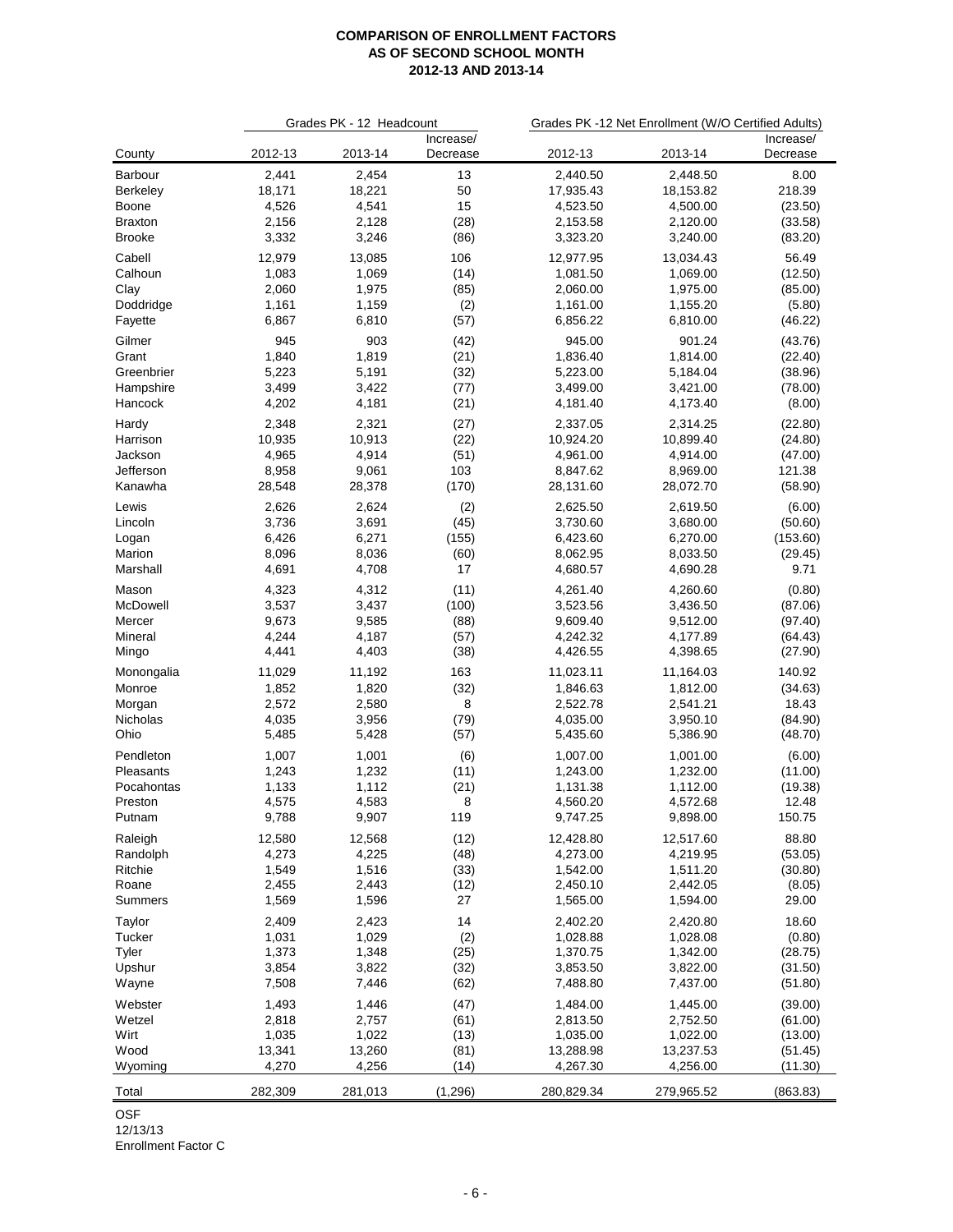**COMPARISON OF ENROLLMENT FACTORS**
**AS OF SECOND SCHOOL MONTH**
**2012-13 AND 2013-14**

| | Grades PK - 12 Headcount | | | Grades PK -12 Net Enrollment (W/O Certified Adults) | | |
|---|---|---|---|---|---|---|
| County | 2012-13 | 2013-14 | Increase/ Decrease | 2012-13 | 2013-14 | Increase/ Decrease |
| Barbour | 2,441 | 2,454 | 13 | 2,440.50 | 2,448.50 | 8.00 |
| Berkeley | 18,171 | 18,221 | 50 | 17,935.43 | 18,153.82 | 218.39 |
| Boone | 4,526 | 4,541 | 15 | 4,523.50 | 4,500.00 | (23.50) |
| Braxton | 2,156 | 2,128 | (28) | 2,153.58 | 2,120.00 | (33.58) |
| Brooke | 3,332 | 3,246 | (86) | 3,323.20 | 3,240.00 | (83.20) |
| Cabell | 12,979 | 13,085 | 106 | 12,977.95 | 13,034.43 | 56.49 |
| Calhoun | 1,083 | 1,069 | (14) | 1,081.50 | 1,069.00 | (12.50) |
| Clay | 2,060 | 1,975 | (85) | 2,060.00 | 1,975.00 | (85.00) |
| Doddridge | 1,161 | 1,159 | (2) | 1,161.00 | 1,155.20 | (5.80) |
| Fayette | 6,867 | 6,810 | (57) | 6,856.22 | 6,810.00 | (46.22) |
| Gilmer | 945 | 903 | (42) | 945.00 | 901.24 | (43.76) |
| Grant | 1,840 | 1,819 | (21) | 1,836.40 | 1,814.00 | (22.40) |
| Greenbrier | 5,223 | 5,191 | (32) | 5,223.00 | 5,184.04 | (38.96) |
| Hampshire | 3,499 | 3,422 | (77) | 3,499.00 | 3,421.00 | (78.00) |
| Hancock | 4,202 | 4,181 | (21) | 4,181.40 | 4,173.40 | (8.00) |
| Hardy | 2,348 | 2,321 | (27) | 2,337.05 | 2,314.25 | (22.80) |
| Harrison | 10,935 | 10,913 | (22) | 10,924.20 | 10,899.40 | (24.80) |
| Jackson | 4,965 | 4,914 | (51) | 4,961.00 | 4,914.00 | (47.00) |
| Jefferson | 8,958 | 9,061 | 103 | 8,847.62 | 8,969.00 | 121.38 |
| Kanawha | 28,548 | 28,378 | (170) | 28,131.60 | 28,072.70 | (58.90) |
| Lewis | 2,626 | 2,624 | (2) | 2,625.50 | 2,619.50 | (6.00) |
| Lincoln | 3,736 | 3,691 | (45) | 3,730.60 | 3,680.00 | (50.60) |
| Logan | 6,426 | 6,271 | (155) | 6,423.60 | 6,270.00 | (153.60) |
| Marion | 8,096 | 8,036 | (60) | 8,062.95 | 8,033.50 | (29.45) |
| Marshall | 4,691 | 4,708 | 17 | 4,680.57 | 4,690.28 | 9.71 |
| Mason | 4,323 | 4,312 | (11) | 4,261.40 | 4,260.60 | (0.80) |
| McDowell | 3,537 | 3,437 | (100) | 3,523.56 | 3,436.50 | (87.06) |
| Mercer | 9,673 | 9,585 | (88) | 9,609.40 | 9,512.00 | (97.40) |
| Mineral | 4,244 | 4,187 | (57) | 4,242.32 | 4,177.89 | (64.43) |
| Mingo | 4,441 | 4,403 | (38) | 4,426.55 | 4,398.65 | (27.90) |
| Monongalia | 11,029 | 11,192 | 163 | 11,023.11 | 11,164.03 | 140.92 |
| Monroe | 1,852 | 1,820 | (32) | 1,846.63 | 1,812.00 | (34.63) |
| Morgan | 2,572 | 2,580 | 8 | 2,522.78 | 2,541.21 | 18.43 |
| Nicholas | 4,035 | 3,956 | (79) | 4,035.00 | 3,950.10 | (84.90) |
| Ohio | 5,485 | 5,428 | (57) | 5,435.60 | 5,386.90 | (48.70) |
| Pendleton | 1,007 | 1,001 | (6) | 1,007.00 | 1,001.00 | (6.00) |
| Pleasants | 1,243 | 1,232 | (11) | 1,243.00 | 1,232.00 | (11.00) |
| Pocahontas | 1,133 | 1,112 | (21) | 1,131.38 | 1,112.00 | (19.38) |
| Preston | 4,575 | 4,583 | 8 | 4,560.20 | 4,572.68 | 12.48 |
| Putnam | 9,788 | 9,907 | 119 | 9,747.25 | 9,898.00 | 150.75 |
| Raleigh | 12,580 | 12,568 | (12) | 12,428.80 | 12,517.60 | 88.80 |
| Randolph | 4,273 | 4,225 | (48) | 4,273.00 | 4,219.95 | (53.05) |
| Ritchie | 1,549 | 1,516 | (33) | 1,542.00 | 1,511.20 | (30.80) |
| Roane | 2,455 | 2,443 | (12) | 2,450.10 | 2,442.05 | (8.05) |
| Summers | 1,569 | 1,596 | 27 | 1,565.00 | 1,594.00 | 29.00 |
| Taylor | 2,409 | 2,423 | 14 | 2,402.20 | 2,420.80 | 18.60 |
| Tucker | 1,031 | 1,029 | (2) | 1,028.88 | 1,028.08 | (0.80) |
| Tyler | 1,373 | 1,348 | (25) | 1,370.75 | 1,342.00 | (28.75) |
| Upshur | 3,854 | 3,822 | (32) | 3,853.50 | 3,822.00 | (31.50) |
| Wayne | 7,508 | 7,446 | (62) | 7,488.80 | 7,437.00 | (51.80) |
| Webster | 1,493 | 1,446 | (47) | 1,484.00 | 1,445.00 | (39.00) |
| Wetzel | 2,818 | 2,757 | (61) | 2,813.50 | 2,752.50 | (61.00) |
| Wirt | 1,035 | 1,022 | (13) | 1,035.00 | 1,022.00 | (13.00) |
| Wood | 13,341 | 13,260 | (81) | 13,288.98 | 13,237.53 | (51.45) |
| Wyoming | 4,270 | 4,256 | (14) | 4,267.30 | 4,256.00 | (11.30) |
| Total | 282,309 | 281,013 | (1,296) | 280,829.34 | 279,965.52 | (863.83) |

OSF
12/13/13
Enrollment Factor C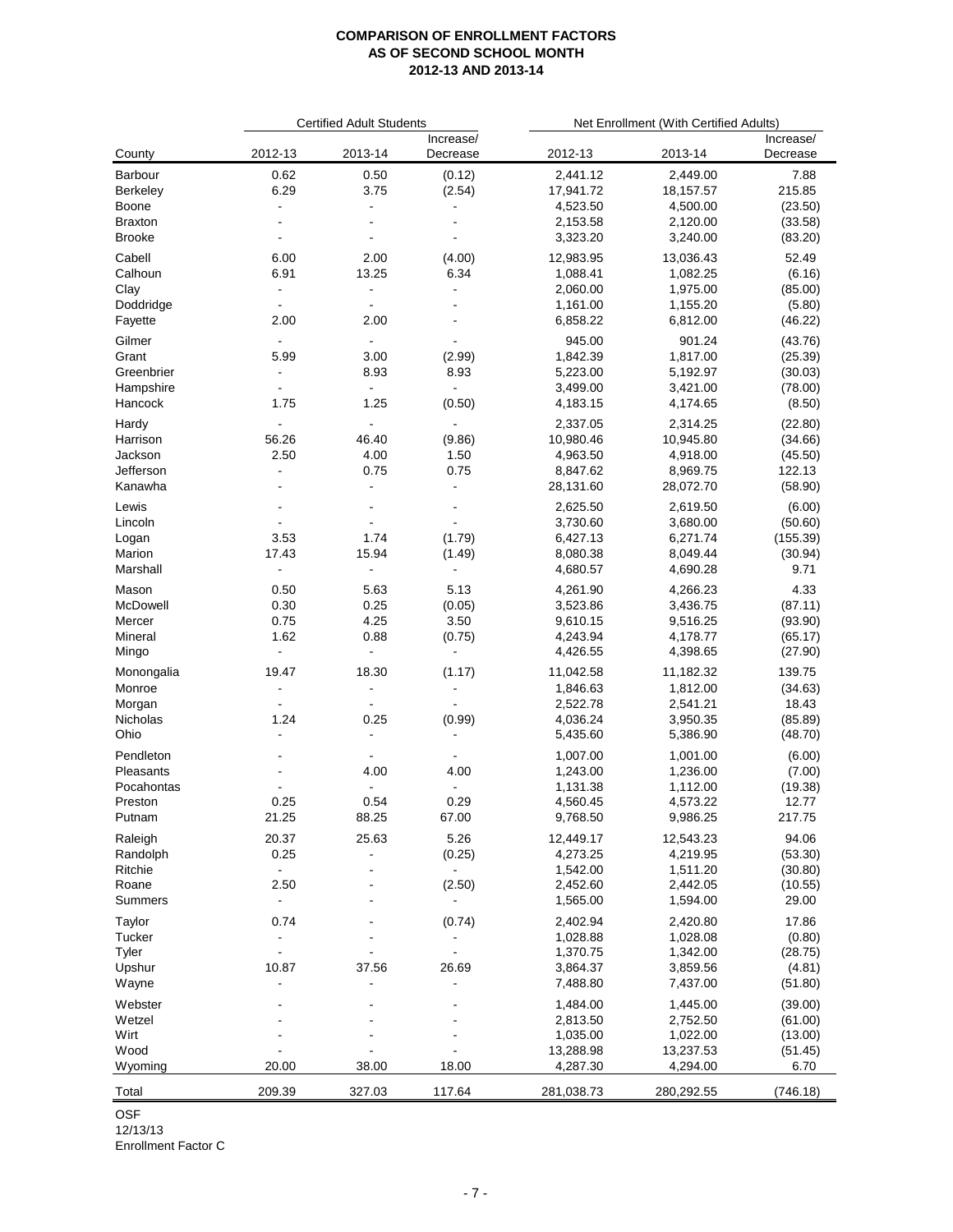**COMPARISON OF ENROLLMENT FACTORS**
**AS OF SECOND SCHOOL MONTH**
**2012-13 AND 2013-14**

| | Certified Adult Students | | | Net Enrollment (With Certified Adults) | | |
|---|---|---|---|---|---|---|
| County | 2012-13 | 2013-14 | Increase/ Decrease | 2012-13 | 2013-14 | Increase/ Decrease |
| Barbour | 0.62 | 0.50 | (0.12) | 2,441.12 | 2,449.00 | 7.88 |
| Berkeley | 6.29 | 3.75 | (2.54) | 17,941.72 | 18,157.57 | 215.85 |
| Boone | - | - | - | 4,523.50 | 4,500.00 | (23.50) |
| Braxton | - | - | - | 2,153.58 | 2,120.00 | (33.58) |
| Brooke | - | - | - | 3,323.20 | 3,240.00 | (83.20) |
| Cabell | 6.00 | 2.00 | (4.00) | 12,983.95 | 13,036.43 | 52.49 |
| Calhoun | 6.91 | 13.25 | 6.34 | 1,088.41 | 1,082.25 | (6.16) |
| Clay | - | - | - | 2,060.00 | 1,975.00 | (85.00) |
| Doddridge | - | - | - | 1,161.00 | 1,155.20 | (5.80) |
| Fayette | 2.00 | 2.00 | - | 6,858.22 | 6,812.00 | (46.22) |
| Gilmer | - | - | - | 945.00 | 901.24 | (43.76) |
| Grant | 5.99 | 3.00 | (2.99) | 1,842.39 | 1,817.00 | (25.39) |
| Greenbrier | - | 8.93 | 8.93 | 5,223.00 | 5,192.97 | (30.03) |
| Hampshire | - | - | - | 3,499.00 | 3,421.00 | (78.00) |
| Hancock | 1.75 | 1.25 | (0.50) | 4,183.15 | 4,174.65 | (8.50) |
| Hardy | - | - | - | 2,337.05 | 2,314.25 | (22.80) |
| Harrison | 56.26 | 46.40 | (9.86) | 10,980.46 | 10,945.80 | (34.66) |
| Jackson | 2.50 | 4.00 | 1.50 | 4,963.50 | 4,918.00 | (45.50) |
| Jefferson | - | 0.75 | 0.75 | 8,847.62 | 8,969.75 | 122.13 |
| Kanawha | - | - | - | 28,131.60 | 28,072.70 | (58.90) |
| Lewis | - | - | - | 2,625.50 | 2,619.50 | (6.00) |
| Lincoln | - | - | - | 3,730.60 | 3,680.00 | (50.60) |
| Logan | 3.53 | 1.74 | (1.79) | 6,427.13 | 6,271.74 | (155.39) |
| Marion | 17.43 | 15.94 | (1.49) | 8,080.38 | 8,049.44 | (30.94) |
| Marshall | - | - | - | 4,680.57 | 4,690.28 | 9.71 |
| Mason | 0.50 | 5.63 | 5.13 | 4,261.90 | 4,266.23 | 4.33 |
| McDowell | 0.30 | 0.25 | (0.05) | 3,523.86 | 3,436.75 | (87.11) |
| Mercer | 0.75 | 4.25 | 3.50 | 9,610.15 | 9,516.25 | (93.90) |
| Mineral | 1.62 | 0.88 | (0.75) | 4,243.94 | 4,178.77 | (65.17) |
| Mingo | - | - | - | 4,426.55 | 4,398.65 | (27.90) |
| Monongalia | 19.47 | 18.30 | (1.17) | 11,042.58 | 11,182.32 | 139.75 |
| Monroe | - | - | - | 1,846.63 | 1,812.00 | (34.63) |
| Morgan | - | - | - | 2,522.78 | 2,541.21 | 18.43 |
| Nicholas | 1.24 | 0.25 | (0.99) | 4,036.24 | 3,950.35 | (85.89) |
| Ohio | - | - | - | 5,435.60 | 5,386.90 | (48.70) |
| Pendleton | - | - | - | 1,007.00 | 1,001.00 | (6.00) |
| Pleasants | - | 4.00 | 4.00 | 1,243.00 | 1,236.00 | (7.00) |
| Pocahontas | - | - | - | 1,131.38 | 1,112.00 | (19.38) |
| Preston | 0.25 | 0.54 | 0.29 | 4,560.45 | 4,573.22 | 12.77 |
| Putnam | 21.25 | 88.25 | 67.00 | 9,768.50 | 9,986.25 | 217.75 |
| Raleigh | 20.37 | 25.63 | 5.26 | 12,449.17 | 12,543.23 | 94.06 |
| Randolph | 0.25 | - | (0.25) | 4,273.25 | 4,219.95 | (53.30) |
| Ritchie | - | - | - | 1,542.00 | 1,511.20 | (30.80) |
| Roane | 2.50 | - | (2.50) | 2,452.60 | 2,442.05 | (10.55) |
| Summers | - | - | - | 1,565.00 | 1,594.00 | 29.00 |
| Taylor | 0.74 | - | (0.74) | 2,402.94 | 2,420.80 | 17.86 |
| Tucker | - | - | - | 1,028.88 | 1,028.08 | (0.80) |
| Tyler | - | - | - | 1,370.75 | 1,342.00 | (28.75) |
| Upshur | 10.87 | 37.56 | 26.69 | 3,864.37 | 3,859.56 | (4.81) |
| Wayne | - | - | - | 7,488.80 | 7,437.00 | (51.80) |
| Webster | - | - | - | 1,484.00 | 1,445.00 | (39.00) |
| Wetzel | - | - | - | 2,813.50 | 2,752.50 | (61.00) |
| Wirt | - | - | - | 1,035.00 | 1,022.00 | (13.00) |
| Wood | - | - | - | 13,288.98 | 13,237.53 | (51.45) |
| Wyoming | 20.00 | 38.00 | 18.00 | 4,287.30 | 4,294.00 | 6.70 |
| Total | 209.39 | 327.03 | 117.64 | 281,038.73 | 280,292.55 | (746.18) |

OSF
12/13/13
Enrollment Factor C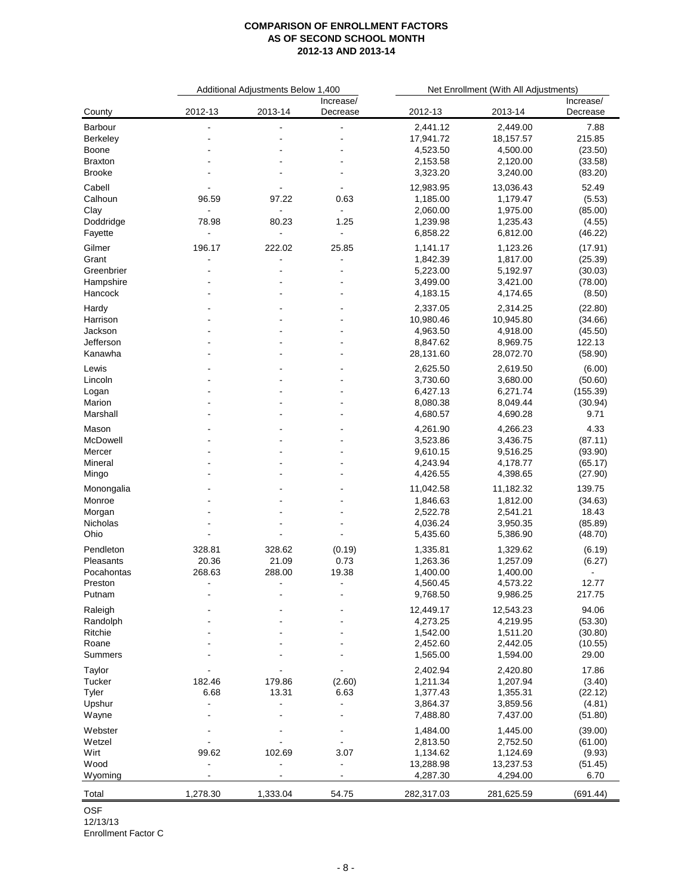**COMPARISON OF ENROLLMENT FACTORS**
**AS OF SECOND SCHOOL MONTH**
**2012-13 AND 2013-14**

| | Additional Adjustments Below 1,400 | | | Net Enrollment (With All Adjustments) | | |
|---|---|---|---|---|---|---|
| County | 2012-13 | 2013-14 | Increase/ Decrease | 2012-13 | 2013-14 | Increase/ Decrease |
| Barbour | - | - | - | 2,441.12 | 2,449.00 | 7.88 |
| Berkeley | - | - | - | 17,941.72 | 18,157.57 | 215.85 |
| Boone | - | - | - | 4,523.50 | 4,500.00 | (23.50) |
| Braxton | - | - | - | 2,153.58 | 2,120.00 | (33.58) |
| Brooke | - | - | - | 3,323.20 | 3,240.00 | (83.20) |
| Cabell | - | - | - | 12,983.95 | 13,036.43 | 52.49 |
| Calhoun | 96.59 | 97.22 | 0.63 | 1,185.00 | 1,179.47 | (5.53) |
| Clay | - | - | - | 2,060.00 | 1,975.00 | (85.00) |
| Doddridge | 78.98 | 80.23 | 1.25 | 1,239.98 | 1,235.43 | (4.55) |
| Fayette | - | - | - | 6,858.22 | 6,812.00 | (46.22) |
| Gilmer | 196.17 | 222.02 | 25.85 | 1,141.17 | 1,123.26 | (17.91) |
| Grant | - | - | - | 1,842.39 | 1,817.00 | (25.39) |
| Greenbrier | - | - | - | 5,223.00 | 5,192.97 | (30.03) |
| Hampshire | - | - | - | 3,499.00 | 3,421.00 | (78.00) |
| Hancock | - | - | - | 4,183.15 | 4,174.65 | (8.50) |
| Hardy | - | - | - | 2,337.05 | 2,314.25 | (22.80) |
| Harrison | - | - | - | 10,980.46 | 10,945.80 | (34.66) |
| Jackson | - | - | - | 4,963.50 | 4,918.00 | (45.50) |
| Jefferson | - | - | - | 8,847.62 | 8,969.75 | 122.13 |
| Kanawha | - | - | - | 28,131.60 | 28,072.70 | (58.90) |
| Lewis | - | - | - | 2,625.50 | 2,619.50 | (6.00) |
| Lincoln | - | - | - | 3,730.60 | 3,680.00 | (50.60) |
| Logan | - | - | - | 6,427.13 | 6,271.74 | (155.39) |
| Marion | - | - | - | 8,080.38 | 8,049.44 | (30.94) |
| Marshall | - | - | - | 4,680.57 | 4,690.28 | 9.71 |
| Mason | - | - | - | 4,261.90 | 4,266.23 | 4.33 |
| McDowell | - | - | - | 3,523.86 | 3,436.75 | (87.11) |
| Mercer | - | - | - | 9,610.15 | 9,516.25 | (93.90) |
| Mineral | - | - | - | 4,243.94 | 4,178.77 | (65.17) |
| Mingo | - | - | - | 4,426.55 | 4,398.65 | (27.90) |
| Monongalia | - | - | - | 11,042.58 | 11,182.32 | 139.75 |
| Monroe | - | - | - | 1,846.63 | 1,812.00 | (34.63) |
| Morgan | - | - | - | 2,522.78 | 2,541.21 | 18.43 |
| Nicholas | - | - | - | 4,036.24 | 3,950.35 | (85.89) |
| Ohio | - | - | - | 5,435.60 | 5,386.90 | (48.70) |
| Pendleton | 328.81 | 328.62 | (0.19) | 1,335.81 | 1,329.62 | (6.19) |
| Pleasants | 20.36 | 21.09 | 0.73 | 1,263.36 | 1,257.09 | (6.27) |
| Pocahontas | 268.63 | 288.00 | 19.38 | 1,400.00 | 1,400.00 | - |
| Preston | - | - | - | 4,560.45 | 4,573.22 | 12.77 |
| Putnam | - | - | - | 9,768.50 | 9,986.25 | 217.75 |
| Raleigh | - | - | - | 12,449.17 | 12,543.23 | 94.06 |
| Randolph | - | - | - | 4,273.25 | 4,219.95 | (53.30) |
| Ritchie | - | - | - | 1,542.00 | 1,511.20 | (30.80) |
| Roane | - | - | - | 2,452.60 | 2,442.05 | (10.55) |
| Summers | - | - | - | 1,565.00 | 1,594.00 | 29.00 |
| Taylor | - | - | - | 2,402.94 | 2,420.80 | 17.86 |
| Tucker | 182.46 | 179.86 | (2.60) | 1,211.34 | 1,207.94 | (3.40) |
| Tyler | 6.68 | 13.31 | 6.63 | 1,377.43 | 1,355.31 | (22.12) |
| Upshur | - | - | - | 3,864.37 | 3,859.56 | (4.81) |
| Wayne | - | - | - | 7,488.80 | 7,437.00 | (51.80) |
| Webster | - | - | - | 1,484.00 | 1,445.00 | (39.00) |
| Wetzel | - | - | - | 2,813.50 | 2,752.50 | (61.00) |
| Wirt | 99.62 | 102.69 | 3.07 | 1,134.62 | 1,124.69 | (9.93) |
| Wood | - | - | - | 13,288.98 | 13,237.53 | (51.45) |
| Wyoming | - | - | - | 4,287.30 | 4,294.00 | 6.70 |
| Total | 1,278.30 | 1,333.04 | 54.75 | 282,317.03 | 281,625.59 | (691.44) |

OSF
12/13/13
Enrollment Factor C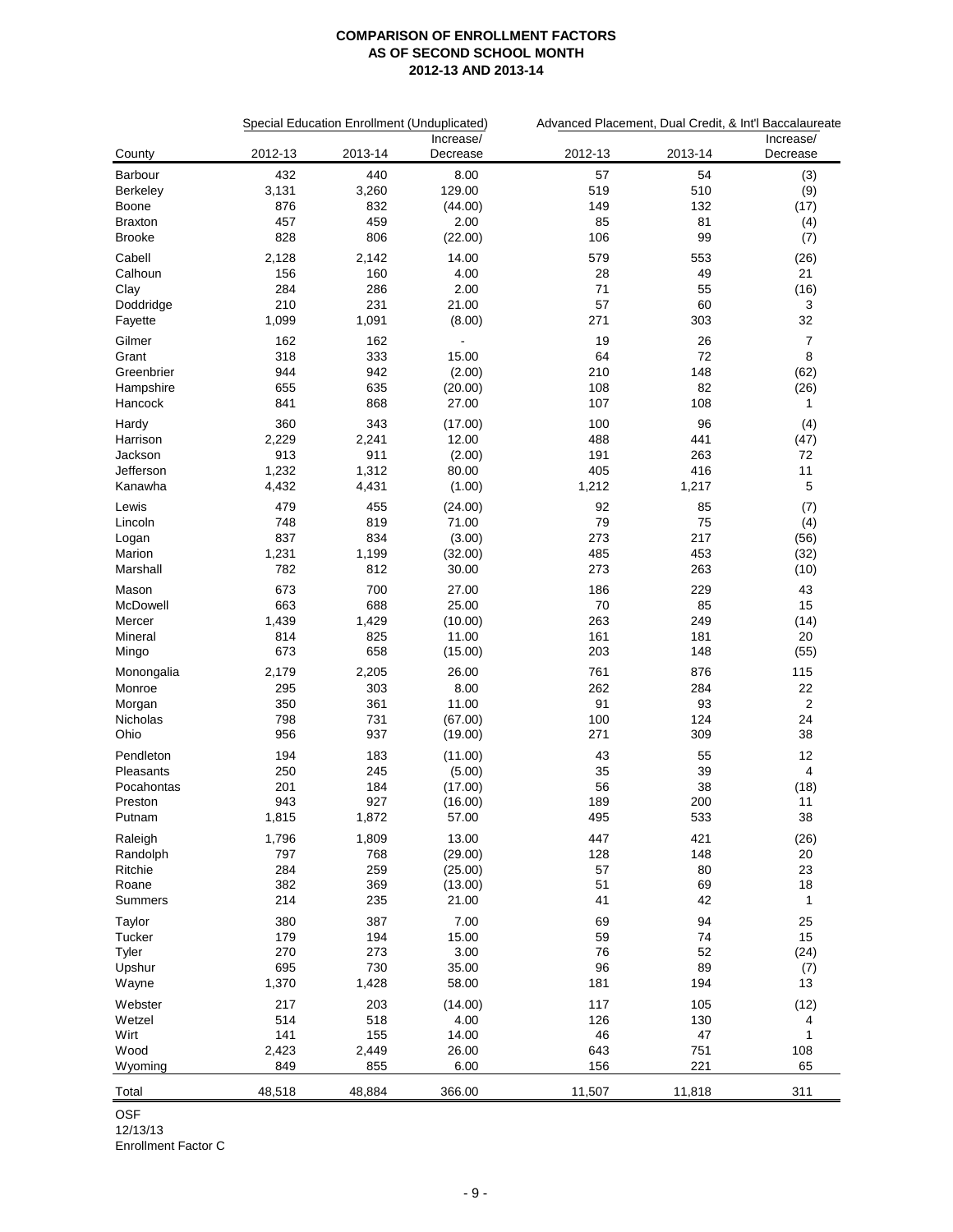**COMPARISON OF ENROLLMENT FACTORS**
**AS OF SECOND SCHOOL MONTH**
**2012-13 AND 2013-14**

| | Special Education Enrollment (Unduplicated) | | | Advanced Placement, Dual Credit, & Int'l Baccalaureate | | |
|---|---|---|---|---|---|---|
| County | 2012-13 | 2013-14 | Increase/ Decrease | 2012-13 | 2013-14 | Increase/ Decrease |
| Barbour | 432 | 440 | 8.00 | 57 | 54 | (3) |
| Berkeley | 3,131 | 3,260 | 129.00 | 519 | 510 | (9) |
| Boone | 876 | 832 | (44.00) | 149 | 132 | (17) |
| Braxton | 457 | 459 | 2.00 | 85 | 81 | (4) |
| Brooke | 828 | 806 | (22.00) | 106 | 99 | (7) |
| Cabell | 2,128 | 2,142 | 14.00 | 579 | 553 | (26) |
| Calhoun | 156 | 160 | 4.00 | 28 | 49 | 21 |
| Clay | 284 | 286 | 2.00 | 71 | 55 | (16) |
| Doddridge | 210 | 231 | 21.00 | 57 | 60 | 3 |
| Fayette | 1,099 | 1,091 | (8.00) | 271 | 303 | 32 |
| Gilmer | 162 | 162 | - | 19 | 26 | 7 |
| Grant | 318 | 333 | 15.00 | 64 | 72 | 8 |
| Greenbrier | 944 | 942 | (2.00) | 210 | 148 | (62) |
| Hampshire | 655 | 635 | (20.00) | 108 | 82 | (26) |
| Hancock | 841 | 868 | 27.00 | 107 | 108 | 1 |
| Hardy | 360 | 343 | (17.00) | 100 | 96 | (4) |
| Harrison | 2,229 | 2,241 | 12.00 | 488 | 441 | (47) |
| Jackson | 913 | 911 | (2.00) | 191 | 263 | 72 |
| Jefferson | 1,232 | 1,312 | 80.00 | 405 | 416 | 11 |
| Kanawha | 4,432 | 4,431 | (1.00) | 1,212 | 1,217 | 5 |
| Lewis | 479 | 455 | (24.00) | 92 | 85 | (7) |
| Lincoln | 748 | 819 | 71.00 | 79 | 75 | (4) |
| Logan | 837 | 834 | (3.00) | 273 | 217 | (56) |
| Marion | 1,231 | 1,199 | (32.00) | 485 | 453 | (32) |
| Marshall | 782 | 812 | 30.00 | 273 | 263 | (10) |
| Mason | 673 | 700 | 27.00 | 186 | 229 | 43 |
| McDowell | 663 | 688 | 25.00 | 70 | 85 | 15 |
| Mercer | 1,439 | 1,429 | (10.00) | 263 | 249 | (14) |
| Mineral | 814 | 825 | 11.00 | 161 | 181 | 20 |
| Mingo | 673 | 658 | (15.00) | 203 | 148 | (55) |
| Monongalia | 2,179 | 2,205 | 26.00 | 761 | 876 | 115 |
| Monroe | 295 | 303 | 8.00 | 262 | 284 | 22 |
| Morgan | 350 | 361 | 11.00 | 91 | 93 | 2 |
| Nicholas | 798 | 731 | (67.00) | 100 | 124 | 24 |
| Ohio | 956 | 937 | (19.00) | 271 | 309 | 38 |
| Pendleton | 194 | 183 | (11.00) | 43 | 55 | 12 |
| Pleasants | 250 | 245 | (5.00) | 35 | 39 | 4 |
| Pocahontas | 201 | 184 | (17.00) | 56 | 38 | (18) |
| Preston | 943 | 927 | (16.00) | 189 | 200 | 11 |
| Putnam | 1,815 | 1,872 | 57.00 | 495 | 533 | 38 |
| Raleigh | 1,796 | 1,809 | 13.00 | 447 | 421 | (26) |
| Randolph | 797 | 768 | (29.00) | 128 | 148 | 20 |
| Ritchie | 284 | 259 | (25.00) | 57 | 80 | 23 |
| Roane | 382 | 369 | (13.00) | 51 | 69 | 18 |
| Summers | 214 | 235 | 21.00 | 41 | 42 | 1 |
| Taylor | 380 | 387 | 7.00 | 69 | 94 | 25 |
| Tucker | 179 | 194 | 15.00 | 59 | 74 | 15 |
| Tyler | 270 | 273 | 3.00 | 76 | 52 | (24) |
| Upshur | 695 | 730 | 35.00 | 96 | 89 | (7) |
| Wayne | 1,370 | 1,428 | 58.00 | 181 | 194 | 13 |
| Webster | 217 | 203 | (14.00) | 117 | 105 | (12) |
| Wetzel | 514 | 518 | 4.00 | 126 | 130 | 4 |
| Wirt | 141 | 155 | 14.00 | 46 | 47 | 1 |
| Wood | 2,423 | 2,449 | 26.00 | 643 | 751 | 108 |
| Wyoming | 849 | 855 | 6.00 | 156 | 221 | 65 |
| Total | 48,518 | 48,884 | 366.00 | 11,507 | 11,818 | 311 |

OSF
12/13/13
Enrollment Factor C